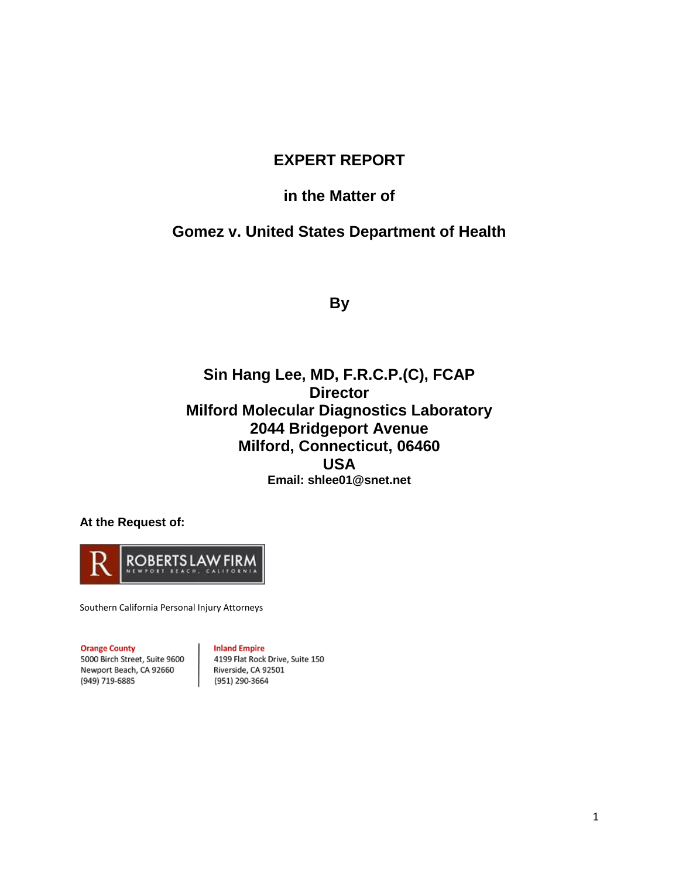# EXPERT REPORT

## in the Matter of

## Gomez v. United States Department of Health

**By**

**Sin Hang Lee, MD, F.R.C.P.(C), FCAP**
**Director**
**Milford Molecular Diagnostics Laboratory**
**2044 Bridgeport Avenue**
**Milford, Connecticut, 06460**
**USA**
**Email: shlee01@snet.net**

**At the Request of:**

R ROBERTS LAW FIRM
NEWPORT BEACH, CALIFORNIA

Southern California Personal Injury Attorneys

**Orange County**
5000 Birch Street, Suite 9600
Newport Beach, CA 92660
(949) 719-6885

**Inland Empire**
4199 Flat Rock Drive, Suite 150
Riverside, CA 92501
(951) 290-3664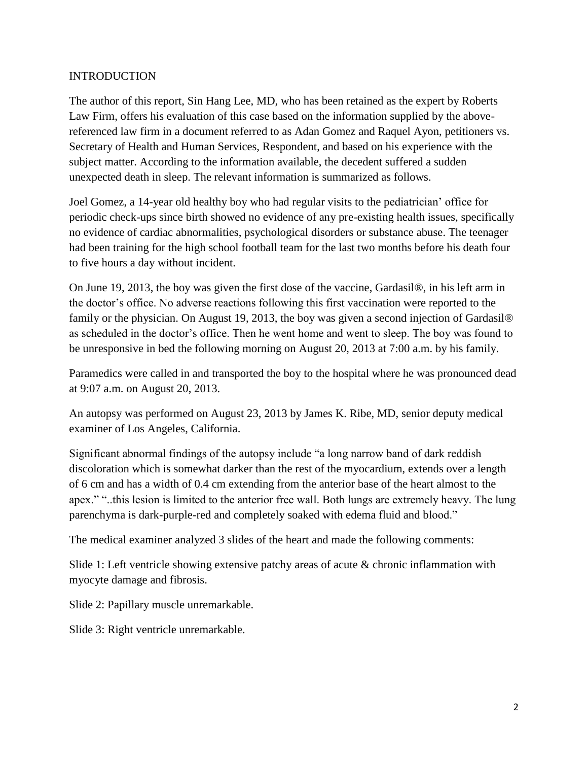## INTRODUCTION

The author of this report, Sin Hang Lee, MD, who has been retained as the expert by Roberts Law Firm, offers his evaluation of this case based on the information supplied by the above-referenced law firm in a document referred to as Adan Gomez and Raquel Ayon, petitioners vs. Secretary of Health and Human Services, Respondent, and based on his experience with the subject matter. According to the information available, the decedent suffered a sudden unexpected death in sleep. The relevant information is summarized as follows.

Joel Gomez, a 14-year old healthy boy who had regular visits to the pediatrician' office for periodic check-ups since birth showed no evidence of any pre-existing health issues, specifically no evidence of cardiac abnormalities, psychological disorders or substance abuse. The teenager had been training for the high school football team for the last two months before his death four to five hours a day without incident.

On June 19, 2013, the boy was given the first dose of the vaccine, Gardasil®, in his left arm in the doctor's office. No adverse reactions following this first vaccination were reported to the family or the physician. On August 19, 2013, the boy was given a second injection of Gardasil® as scheduled in the doctor's office. Then he went home and went to sleep. The boy was found to be unresponsive in bed the following morning on August 20, 2013 at 7:00 a.m. by his family.

Paramedics were called in and transported the boy to the hospital where he was pronounced dead at 9:07 a.m. on August 20, 2013.

An autopsy was performed on August 23, 2013 by James K. Ribe, MD, senior deputy medical examiner of Los Angeles, California.

Significant abnormal findings of the autopsy include "a long narrow band of dark reddish discoloration which is somewhat darker than the rest of the myocardium, extends over a length of 6 cm and has a width of 0.4 cm extending from the anterior base of the heart almost to the apex." "..this lesion is limited to the anterior free wall. Both lungs are extremely heavy. The lung parenchyma is dark-purple-red and completely soaked with edema fluid and blood."

The medical examiner analyzed 3 slides of the heart and made the following comments:

Slide 1: Left ventricle showing extensive patchy areas of acute & chronic inflammation with myocyte damage and fibrosis.

Slide 2: Papillary muscle unremarkable.

Slide 3: Right ventricle unremarkable.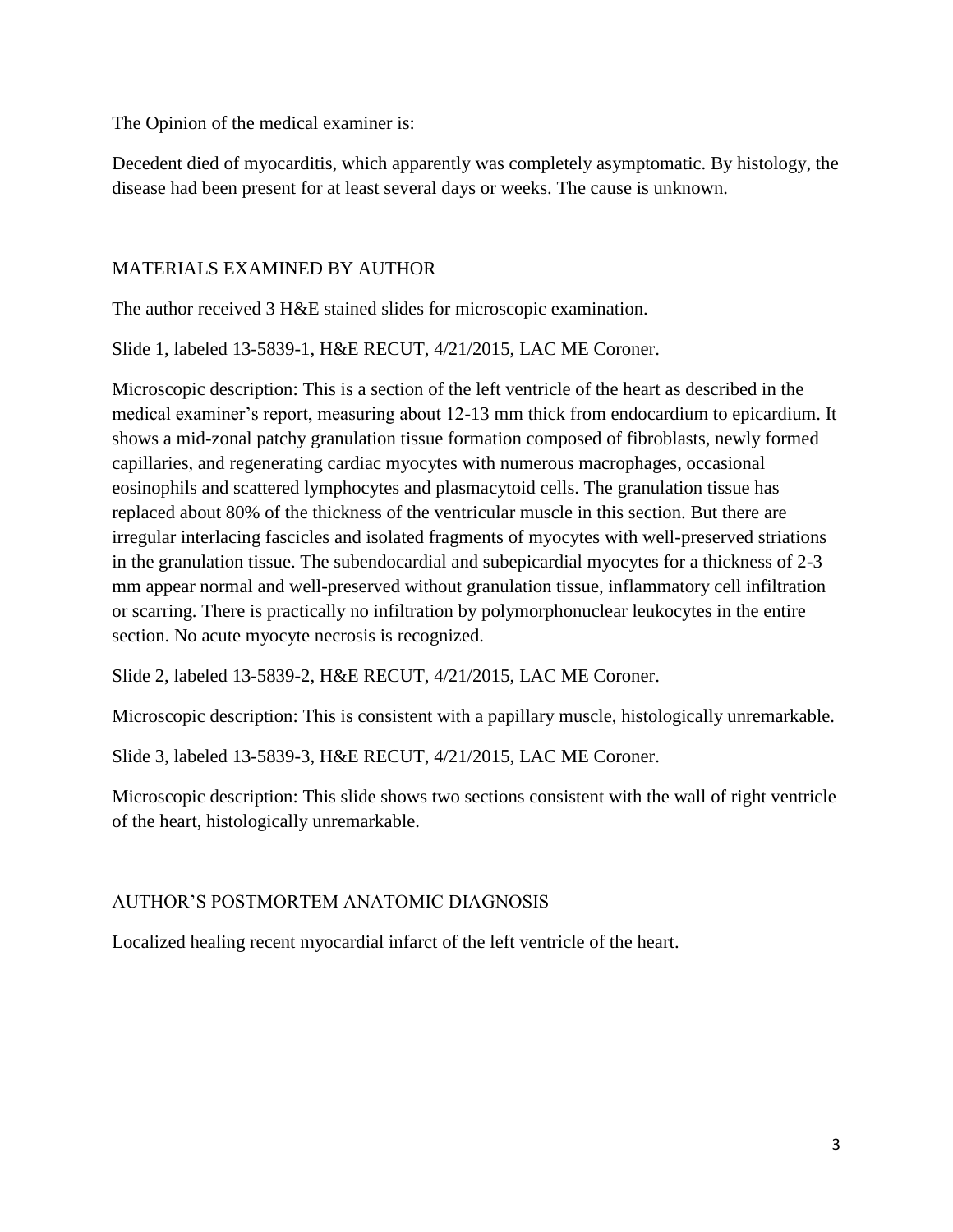The Opinion of the medical examiner is:

Decedent died of myocarditis, which apparently was completely asymptomatic. By histology, the disease had been present for at least several days or weeks. The cause is unknown.

## MATERIALS EXAMINED BY AUTHOR

The author received 3 H&E stained slides for microscopic examination.

Slide 1, labeled 13-5839-1, H&E RECUT, 4/21/2015, LAC ME Coroner.

Microscopic description: This is a section of the left ventricle of the heart as described in the medical examiner's report, measuring about 12-13 mm thick from endocardium to epicardium. It shows a mid-zonal patchy granulation tissue formation composed of fibroblasts, newly formed capillaries, and regenerating cardiac myocytes with numerous macrophages, occasional eosinophils and scattered lymphocytes and plasmacytoid cells. The granulation tissue has replaced about 80% of the thickness of the ventricular muscle in this section. But there are irregular interlacing fascicles and isolated fragments of myocytes with well-preserved striations in the granulation tissue. The subendocardial and subepicardial myocytes for a thickness of 2-3 mm appear normal and well-preserved without granulation tissue, inflammatory cell infiltration or scarring. There is practically no infiltration by polymorphonuclear leukocytes in the entire section. No acute myocyte necrosis is recognized.

Slide 2, labeled 13-5839-2, H&E RECUT, 4/21/2015, LAC ME Coroner.

Microscopic description: This is consistent with a papillary muscle, histologically unremarkable.

Slide 3, labeled 13-5839-3, H&E RECUT, 4/21/2015, LAC ME Coroner.

Microscopic description: This slide shows two sections consistent with the wall of right ventricle of the heart, histologically unremarkable.

## AUTHOR'S POSTMORTEM ANATOMIC DIAGNOSIS

Localized healing recent myocardial infarct of the left ventricle of the heart.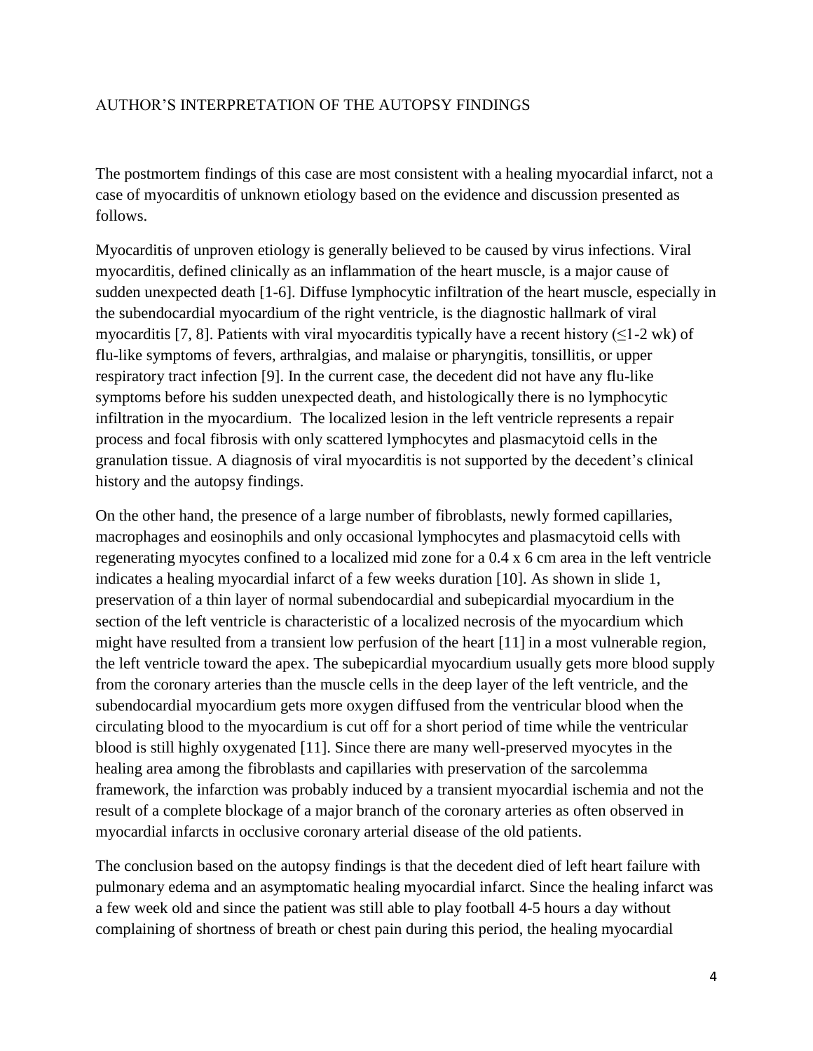## AUTHOR'S INTERPRETATION OF THE AUTOPSY FINDINGS

The postmortem findings of this case are most consistent with a healing myocardial infarct, not a case of myocarditis of unknown etiology based on the evidence and discussion presented as follows.

Myocarditis of unproven etiology is generally believed to be caused by virus infections. Viral myocarditis, defined clinically as an inflammation of the heart muscle, is a major cause of sudden unexpected death [1-6]. Diffuse lymphocytic infiltration of the heart muscle, especially in the subendocardial myocardium of the right ventricle, is the diagnostic hallmark of viral myocarditis [7, 8]. Patients with viral myocarditis typically have a recent history ($\leq$1-2 wk) of flu-like symptoms of fevers, arthralgias, and malaise or pharyngitis, tonsillitis, or upper respiratory tract infection [9]. In the current case, the decedent did not have any flu-like symptoms before his sudden unexpected death, and histologically there is no lymphocytic infiltration in the myocardium. The localized lesion in the left ventricle represents a repair process and focal fibrosis with only scattered lymphocytes and plasmacytoid cells in the granulation tissue. A diagnosis of viral myocarditis is not supported by the decedent's clinical history and the autopsy findings.

On the other hand, the presence of a large number of fibroblasts, newly formed capillaries, macrophages and eosinophils and only occasional lymphocytes and plasmacytoid cells with regenerating myocytes confined to a localized mid zone for a 0.4 x 6 cm area in the left ventricle indicates a healing myocardial infarct of a few weeks duration [10]. As shown in slide 1, preservation of a thin layer of normal subendocardial and subepicardial myocardium in the section of the left ventricle is characteristic of a localized necrosis of the myocardium which might have resulted from a transient low perfusion of the heart [11] in a most vulnerable region, the left ventricle toward the apex. The subepicardial myocardium usually gets more blood supply from the coronary arteries than the muscle cells in the deep layer of the left ventricle, and the subendocardial myocardium gets more oxygen diffused from the ventricular blood when the circulating blood to the myocardium is cut off for a short period of time while the ventricular blood is still highly oxygenated [11]. Since there are many well-preserved myocytes in the healing area among the fibroblasts and capillaries with preservation of the sarcolemma framework, the infarction was probably induced by a transient myocardial ischemia and not the result of a complete blockage of a major branch of the coronary arteries as often observed in myocardial infarcts in occlusive coronary arterial disease of the old patients.

The conclusion based on the autopsy findings is that the decedent died of left heart failure with pulmonary edema and an asymptomatic healing myocardial infarct. Since the healing infarct was a few week old and since the patient was still able to play football 4-5 hours a day without complaining of shortness of breath or chest pain during this period, the healing myocardial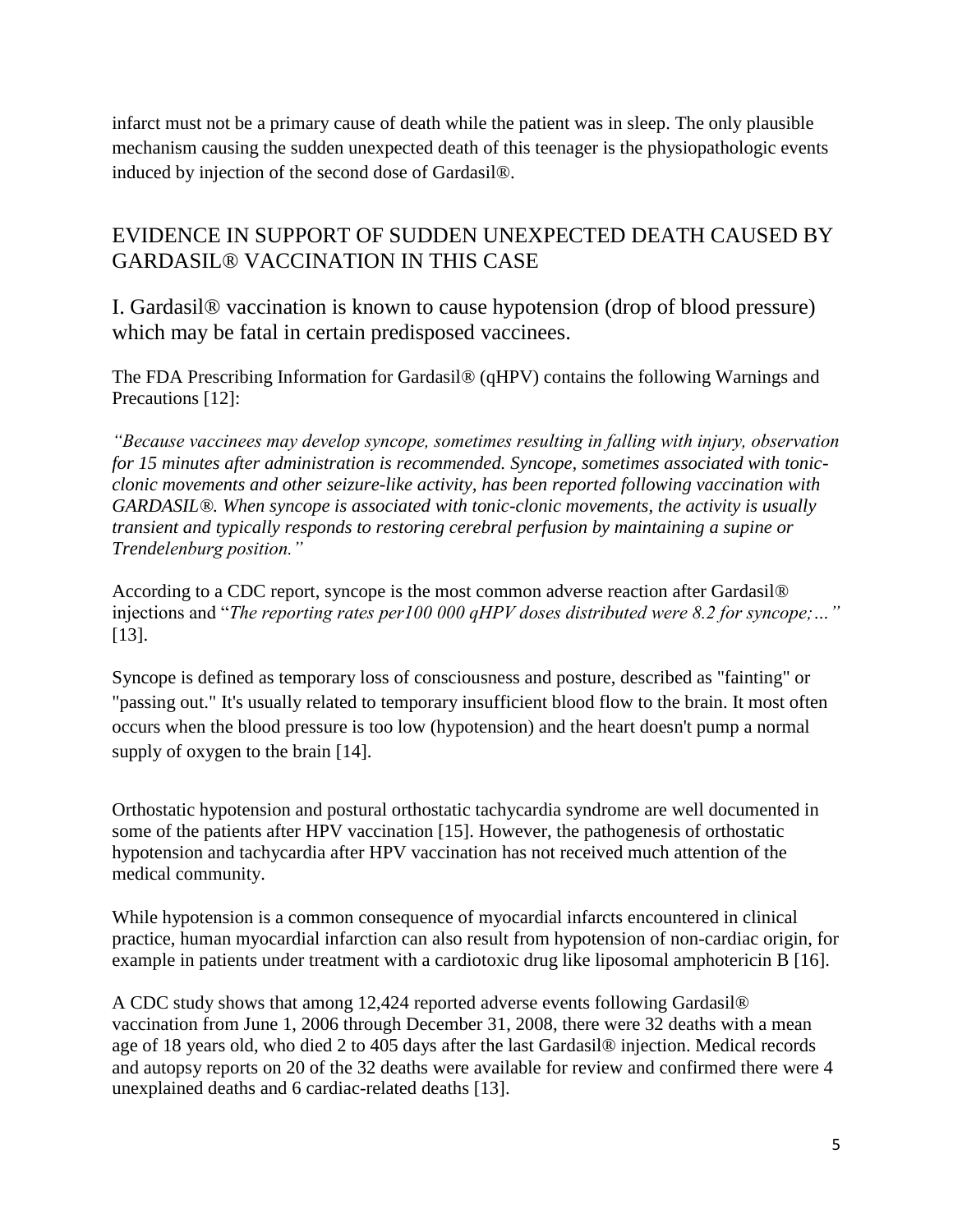infarct must not be a primary cause of death while the patient was in sleep. The only plausible mechanism causing the sudden unexpected death of this teenager is the physiopathologic events induced by injection of the second dose of Gardasil®.

## EVIDENCE IN SUPPORT OF SUDDEN UNEXPECTED DEATH CAUSED BY GARDASIL® VACCINATION IN THIS CASE

### I. Gardasil® vaccination is known to cause hypotension (drop of blood pressure) which may be fatal in certain predisposed vaccinees.

The FDA Prescribing Information for Gardasil® (qHPV) contains the following Warnings and Precautions [12]:

*"Because vaccinees may develop syncope, sometimes resulting in falling with injury, observation for 15 minutes after administration is recommended. Syncope, sometimes associated with tonic-clonic movements and other seizure-like activity, has been reported following vaccination with GARDASIL®. When syncope is associated with tonic-clonic movements, the activity is usually transient and typically responds to restoring cerebral perfusion by maintaining a supine or Trendelenburg position."*

According to a CDC report, syncope is the most common adverse reaction after Gardasil® injections and "*The reporting rates per100 000 qHPV doses distributed were 8.2 for syncope;…"* [13].

Syncope is defined as temporary loss of consciousness and posture, described as "fainting" or "passing out." It's usually related to temporary insufficient blood flow to the brain. It most often occurs when the blood pressure is too low (hypotension) and the heart doesn't pump a normal supply of oxygen to the brain [14].

Orthostatic hypotension and postural orthostatic tachycardia syndrome are well documented in some of the patients after HPV vaccination [15]. However, the pathogenesis of orthostatic hypotension and tachycardia after HPV vaccination has not received much attention of the medical community.

While hypotension is a common consequence of myocardial infarcts encountered in clinical practice, human myocardial infarction can also result from hypotension of non-cardiac origin, for example in patients under treatment with a cardiotoxic drug like liposomal amphotericin B [16].

A CDC study shows that among 12,424 reported adverse events following Gardasil® vaccination from June 1, 2006 through December 31, 2008, there were 32 deaths with a mean age of 18 years old, who died 2 to 405 days after the last Gardasil® injection. Medical records and autopsy reports on 20 of the 32 deaths were available for review and confirmed there were 4 unexplained deaths and 6 cardiac-related deaths [13].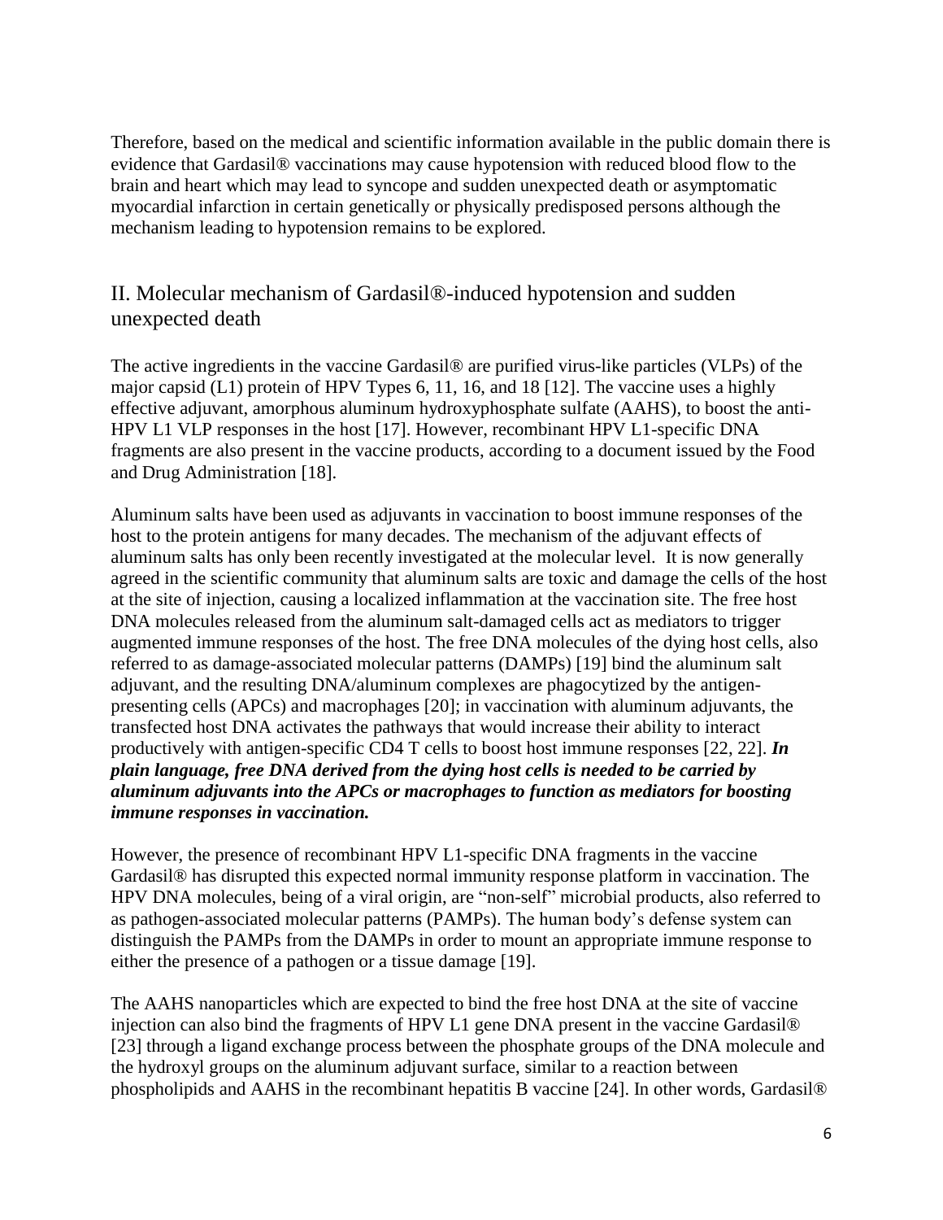Therefore, based on the medical and scientific information available in the public domain there is evidence that Gardasil® vaccinations may cause hypotension with reduced blood flow to the brain and heart which may lead to syncope and sudden unexpected death or asymptomatic myocardial infarction in certain genetically or physically predisposed persons although the mechanism leading to hypotension remains to be explored.

## II. Molecular mechanism of Gardasil®-induced hypotension and sudden unexpected death

The active ingredients in the vaccine Gardasil® are purified virus-like particles (VLPs) of the major capsid (L1) protein of HPV Types 6, 11, 16, and 18 [12]. The vaccine uses a highly effective adjuvant, amorphous aluminum hydroxyphosphate sulfate (AAHS), to boost the anti-HPV L1 VLP responses in the host [17]. However, recombinant HPV L1-specific DNA fragments are also present in the vaccine products, according to a document issued by the Food and Drug Administration [18].

Aluminum salts have been used as adjuvants in vaccination to boost immune responses of the host to the protein antigens for many decades. The mechanism of the adjuvant effects of aluminum salts has only been recently investigated at the molecular level. It is now generally agreed in the scientific community that aluminum salts are toxic and damage the cells of the host at the site of injection, causing a localized inflammation at the vaccination site. The free host DNA molecules released from the aluminum salt-damaged cells act as mediators to trigger augmented immune responses of the host. The free DNA molecules of the dying host cells, also referred to as damage-associated molecular patterns (DAMPs) [19] bind the aluminum salt adjuvant, and the resulting DNA/aluminum complexes are phagocytized by the antigen-presenting cells (APCs) and macrophages [20]; in vaccination with aluminum adjuvants, the transfected host DNA activates the pathways that would increase their ability to interact productively with antigen-specific CD4 T cells to boost host immune responses [22, 22]. ***In plain language, free DNA derived from the dying host cells is needed to be carried by aluminum adjuvants into the APCs or macrophages to function as mediators for boosting immune responses in vaccination.***

However, the presence of recombinant HPV L1-specific DNA fragments in the vaccine Gardasil® has disrupted this expected normal immunity response platform in vaccination. The HPV DNA molecules, being of a viral origin, are "non-self" microbial products, also referred to as pathogen-associated molecular patterns (PAMPs). The human body's defense system can distinguish the PAMPs from the DAMPs in order to mount an appropriate immune response to either the presence of a pathogen or a tissue damage [19].

The AAHS nanoparticles which are expected to bind the free host DNA at the site of vaccine injection can also bind the fragments of HPV L1 gene DNA present in the vaccine Gardasil® [23] through a ligand exchange process between the phosphate groups of the DNA molecule and the hydroxyl groups on the aluminum adjuvant surface, similar to a reaction between phospholipids and AAHS in the recombinant hepatitis B vaccine [24]. In other words, Gardasil®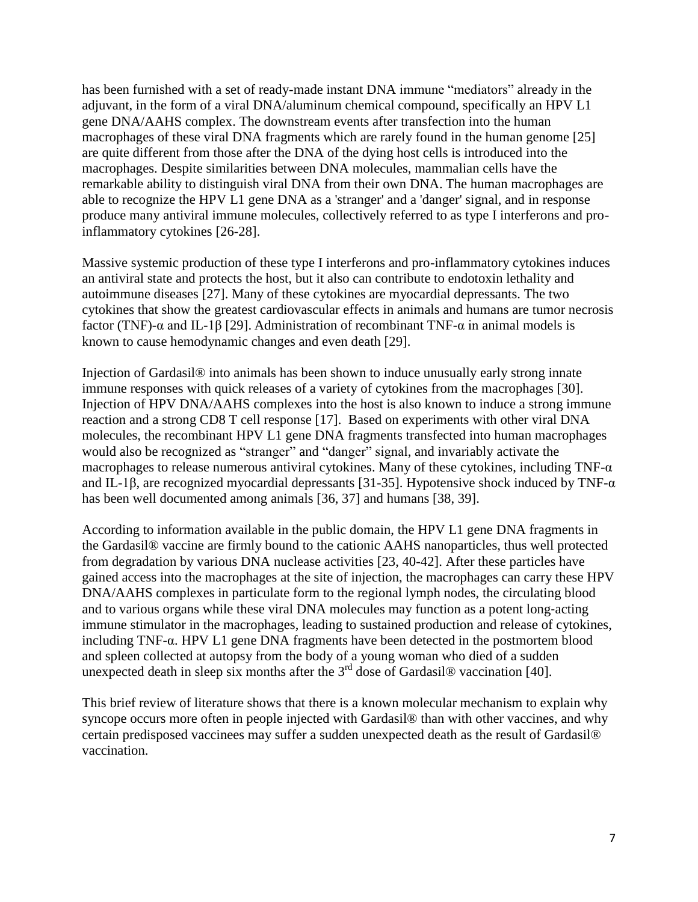has been furnished with a set of ready-made instant DNA immune "mediators" already in the adjuvant, in the form of a viral DNA/aluminum chemical compound, specifically an HPV L1 gene DNA/AAHS complex. The downstream events after transfection into the human macrophages of these viral DNA fragments which are rarely found in the human genome [25] are quite different from those after the DNA of the dying host cells is introduced into the macrophages. Despite similarities between DNA molecules, mammalian cells have the remarkable ability to distinguish viral DNA from their own DNA. The human macrophages are able to recognize the HPV L1 gene DNA as a 'stranger' and a 'danger' signal, and in response produce many antiviral immune molecules, collectively referred to as type I interferons and pro-inflammatory cytokines [26-28].

Massive systemic production of these type I interferons and pro-inflammatory cytokines induces an antiviral state and protects the host, but it also can contribute to endotoxin lethality and autoimmune diseases [27]. Many of these cytokines are myocardial depressants. The two cytokines that show the greatest cardiovascular effects in animals and humans are tumor necrosis factor (TNF)-α and IL-1β [29]. Administration of recombinant TNF-α in animal models is known to cause hemodynamic changes and even death [29].

Injection of Gardasil® into animals has been shown to induce unusually early strong innate immune responses with quick releases of a variety of cytokines from the macrophages [30]. Injection of HPV DNA/AAHS complexes into the host is also known to induce a strong immune reaction and a strong CD8 T cell response [17]. Based on experiments with other viral DNA molecules, the recombinant HPV L1 gene DNA fragments transfected into human macrophages would also be recognized as "stranger" and "danger" signal, and invariably activate the macrophages to release numerous antiviral cytokines. Many of these cytokines, including TNF-α and IL-1β, are recognized myocardial depressants [31-35]. Hypotensive shock induced by TNF-α has been well documented among animals [36, 37] and humans [38, 39].

According to information available in the public domain, the HPV L1 gene DNA fragments in the Gardasil® vaccine are firmly bound to the cationic AAHS nanoparticles, thus well protected from degradation by various DNA nuclease activities [23, 40-42]. After these particles have gained access into the macrophages at the site of injection, the macrophages can carry these HPV DNA/AAHS complexes in particulate form to the regional lymph nodes, the circulating blood and to various organs while these viral DNA molecules may function as a potent long-acting immune stimulator in the macrophages, leading to sustained production and release of cytokines, including TNF-α. HPV L1 gene DNA fragments have been detected in the postmortem blood and spleen collected at autopsy from the body of a young woman who died of a sudden unexpected death in sleep six months after the 3rd dose of Gardasil® vaccination [40].

This brief review of literature shows that there is a known molecular mechanism to explain why syncope occurs more often in people injected with Gardasil® than with other vaccines, and why certain predisposed vaccinees may suffer a sudden unexpected death as the result of Gardasil® vaccination.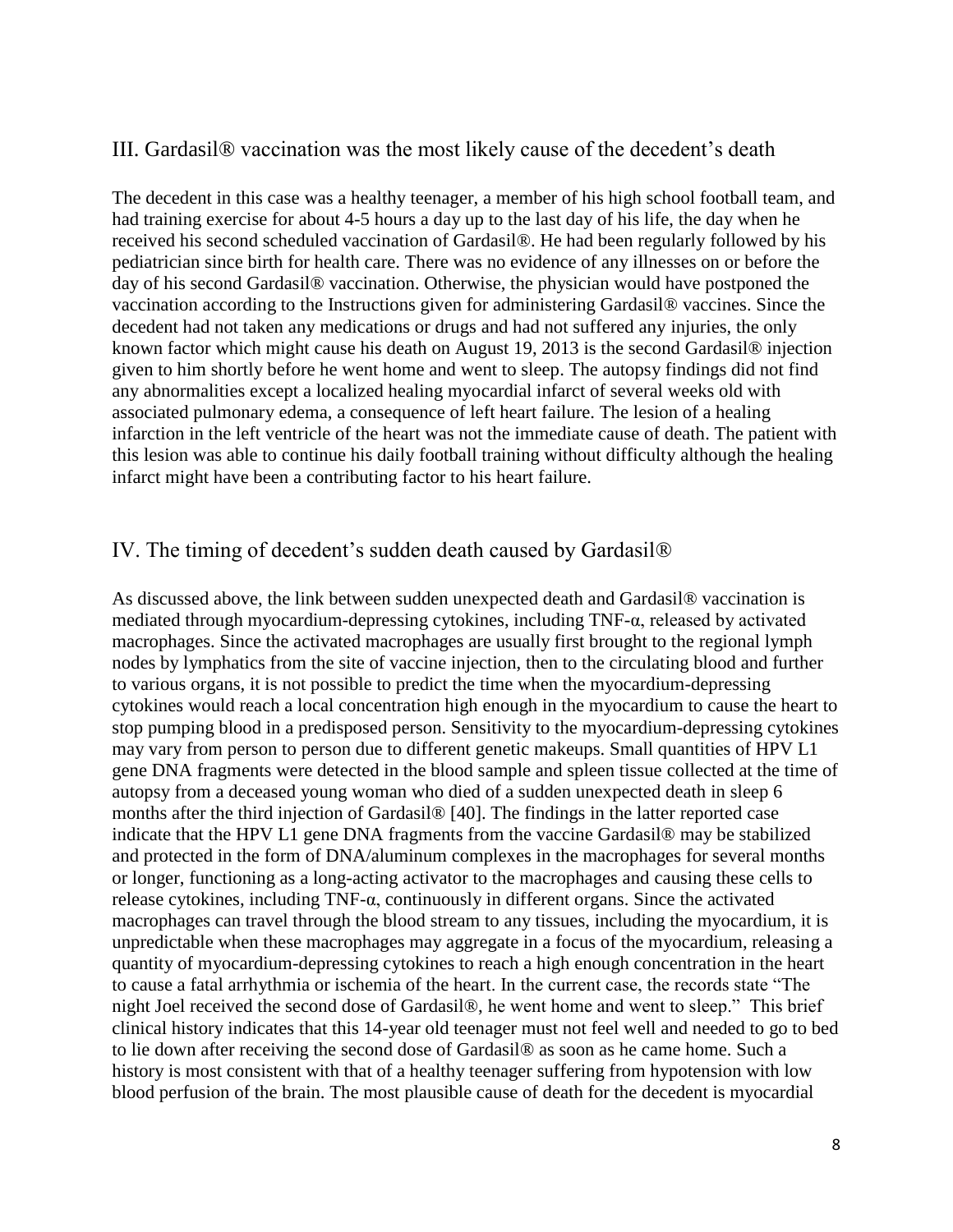## III. Gardasil® vaccination was the most likely cause of the decedent's death

The decedent in this case was a healthy teenager, a member of his high school football team, and had training exercise for about 4-5 hours a day up to the last day of his life, the day when he received his second scheduled vaccination of Gardasil®. He had been regularly followed by his pediatrician since birth for health care. There was no evidence of any illnesses on or before the day of his second Gardasil® vaccination. Otherwise, the physician would have postponed the vaccination according to the Instructions given for administering Gardasil® vaccines. Since the decedent had not taken any medications or drugs and had not suffered any injuries, the only known factor which might cause his death on August 19, 2013 is the second Gardasil® injection given to him shortly before he went home and went to sleep. The autopsy findings did not find any abnormalities except a localized healing myocardial infarct of several weeks old with associated pulmonary edema, a consequence of left heart failure. The lesion of a healing infarction in the left ventricle of the heart was not the immediate cause of death. The patient with this lesion was able to continue his daily football training without difficulty although the healing infarct might have been a contributing factor to his heart failure.

## IV. The timing of decedent's sudden death caused by Gardasil®

As discussed above, the link between sudden unexpected death and Gardasil® vaccination is mediated through myocardium-depressing cytokines, including TNF-α, released by activated macrophages. Since the activated macrophages are usually first brought to the regional lymph nodes by lymphatics from the site of vaccine injection, then to the circulating blood and further to various organs, it is not possible to predict the time when the myocardium-depressing cytokines would reach a local concentration high enough in the myocardium to cause the heart to stop pumping blood in a predisposed person. Sensitivity to the myocardium-depressing cytokines may vary from person to person due to different genetic makeups. Small quantities of HPV L1 gene DNA fragments were detected in the blood sample and spleen tissue collected at the time of autopsy from a deceased young woman who died of a sudden unexpected death in sleep 6 months after the third injection of Gardasil® [40]. The findings in the latter reported case indicate that the HPV L1 gene DNA fragments from the vaccine Gardasil® may be stabilized and protected in the form of DNA/aluminum complexes in the macrophages for several months or longer, functioning as a long-acting activator to the macrophages and causing these cells to release cytokines, including TNF-α, continuously in different organs. Since the activated macrophages can travel through the blood stream to any tissues, including the myocardium, it is unpredictable when these macrophages may aggregate in a focus of the myocardium, releasing a quantity of myocardium-depressing cytokines to reach a high enough concentration in the heart to cause a fatal arrhythmia or ischemia of the heart. In the current case, the records state "The night Joel received the second dose of Gardasil®, he went home and went to sleep." This brief clinical history indicates that this 14-year old teenager must not feel well and needed to go to bed to lie down after receiving the second dose of Gardasil® as soon as he came home. Such a history is most consistent with that of a healthy teenager suffering from hypotension with low blood perfusion of the brain. The most plausible cause of death for the decedent is myocardial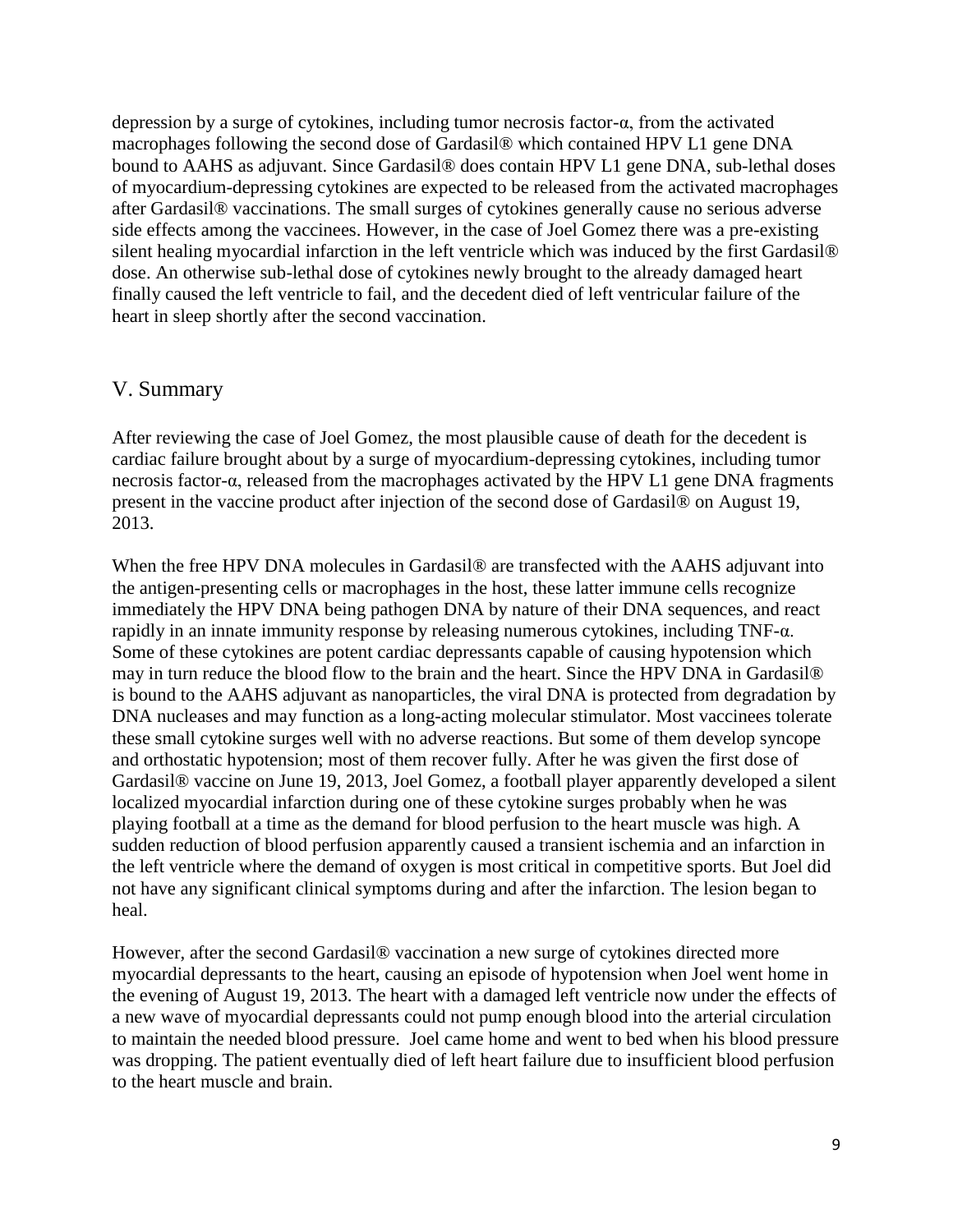depression by a surge of cytokines, including tumor necrosis factor-α, from the activated macrophages following the second dose of Gardasil® which contained HPV L1 gene DNA bound to AAHS as adjuvant. Since Gardasil® does contain HPV L1 gene DNA, sub-lethal doses of myocardium-depressing cytokines are expected to be released from the activated macrophages after Gardasil® vaccinations. The small surges of cytokines generally cause no serious adverse side effects among the vaccinees. However, in the case of Joel Gomez there was a pre-existing silent healing myocardial infarction in the left ventricle which was induced by the first Gardasil® dose. An otherwise sub-lethal dose of cytokines newly brought to the already damaged heart finally caused the left ventricle to fail, and the decedent died of left ventricular failure of the heart in sleep shortly after the second vaccination.

## V. Summary

After reviewing the case of Joel Gomez, the most plausible cause of death for the decedent is cardiac failure brought about by a surge of myocardium-depressing cytokines, including tumor necrosis factor-α, released from the macrophages activated by the HPV L1 gene DNA fragments present in the vaccine product after injection of the second dose of Gardasil® on August 19, 2013.

When the free HPV DNA molecules in Gardasil® are transfected with the AAHS adjuvant into the antigen-presenting cells or macrophages in the host, these latter immune cells recognize immediately the HPV DNA being pathogen DNA by nature of their DNA sequences, and react rapidly in an innate immunity response by releasing numerous cytokines, including TNF-α. Some of these cytokines are potent cardiac depressants capable of causing hypotension which may in turn reduce the blood flow to the brain and the heart. Since the HPV DNA in Gardasil® is bound to the AAHS adjuvant as nanoparticles, the viral DNA is protected from degradation by DNA nucleases and may function as a long-acting molecular stimulator. Most vaccinees tolerate these small cytokine surges well with no adverse reactions. But some of them develop syncope and orthostatic hypotension; most of them recover fully. After he was given the first dose of Gardasil® vaccine on June 19, 2013, Joel Gomez, a football player apparently developed a silent localized myocardial infarction during one of these cytokine surges probably when he was playing football at a time as the demand for blood perfusion to the heart muscle was high. A sudden reduction of blood perfusion apparently caused a transient ischemia and an infarction in the left ventricle where the demand of oxygen is most critical in competitive sports. But Joel did not have any significant clinical symptoms during and after the infarction. The lesion began to heal.

However, after the second Gardasil® vaccination a new surge of cytokines directed more myocardial depressants to the heart, causing an episode of hypotension when Joel went home in the evening of August 19, 2013. The heart with a damaged left ventricle now under the effects of a new wave of myocardial depressants could not pump enough blood into the arterial circulation to maintain the needed blood pressure. Joel came home and went to bed when his blood pressure was dropping. The patient eventually died of left heart failure due to insufficient blood perfusion to the heart muscle and brain.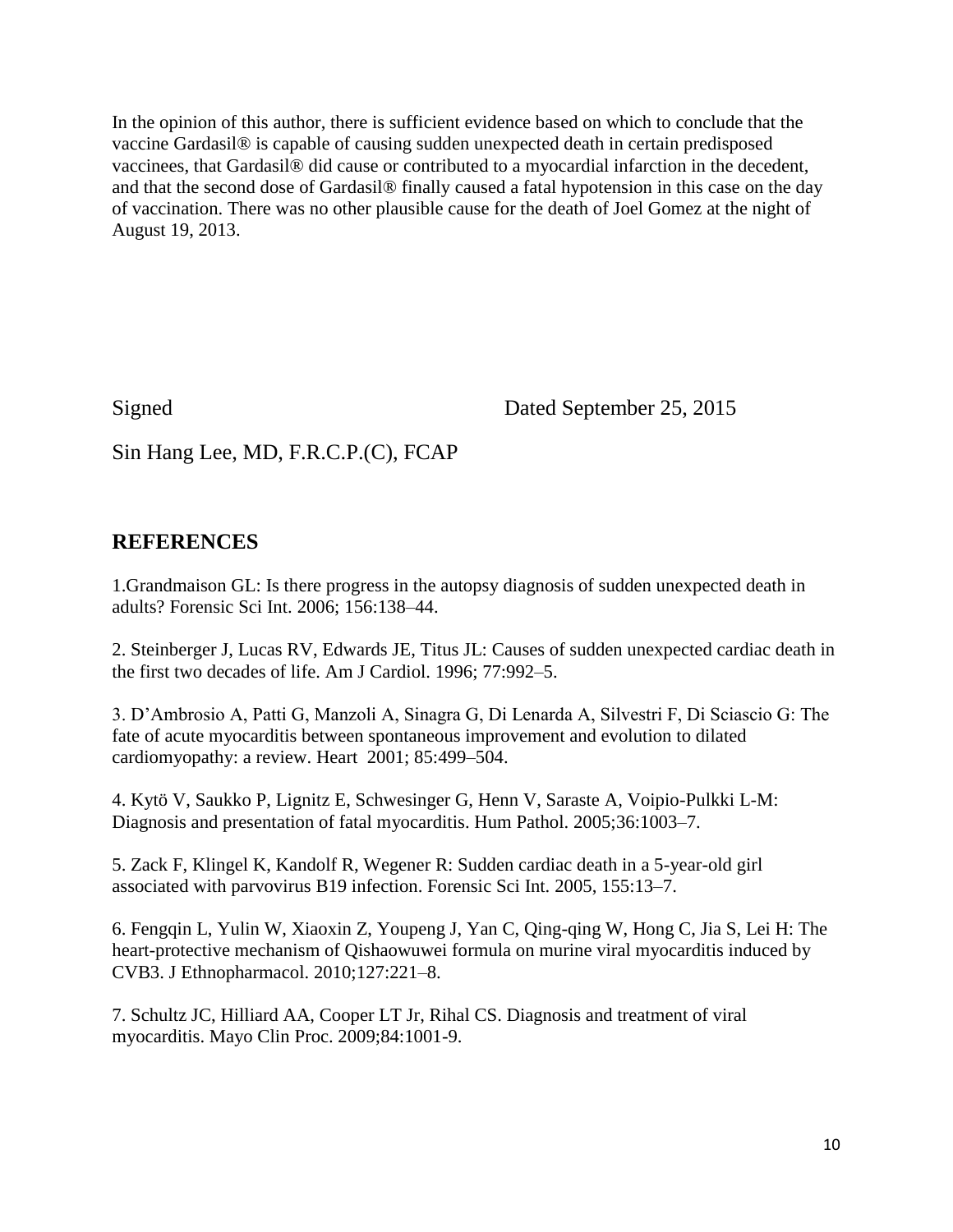In the opinion of this author, there is sufficient evidence based on which to conclude that the vaccine Gardasil® is capable of causing sudden unexpected death in certain predisposed vaccinees, that Gardasil® did cause or contributed to a myocardial infarction in the decedent, and that the second dose of Gardasil® finally caused a fatal hypotension in this case on the day of vaccination. There was no other plausible cause for the death of Joel Gomez at the night of August 19, 2013.

Signed Dated September 25, 2015

Sin Hang Lee, MD, F.R.C.P.(C), FCAP

## REFERENCES

1.Grandmaison GL: Is there progress in the autopsy diagnosis of sudden unexpected death in adults? Forensic Sci Int. 2006; 156:138–44.

2. Steinberger J, Lucas RV, Edwards JE, Titus JL: Causes of sudden unexpected cardiac death in the first two decades of life. Am J Cardiol. 1996; 77:992–5.

3. D'Ambrosio A, Patti G, Manzoli A, Sinagra G, Di Lenarda A, Silvestri F, Di Sciascio G: The fate of acute myocarditis between spontaneous improvement and evolution to dilated cardiomyopathy: a review. Heart 2001; 85:499–504.

4. Kytö V, Saukko P, Lignitz E, Schwesinger G, Henn V, Saraste A, Voipio-Pulkki L-M: Diagnosis and presentation of fatal myocarditis. Hum Pathol. 2005;36:1003–7.

5. Zack F, Klingel K, Kandolf R, Wegener R: Sudden cardiac death in a 5-year-old girl associated with parvovirus B19 infection. Forensic Sci Int. 2005, 155:13–7.

6. Fengqin L, Yulin W, Xiaoxin Z, Youpeng J, Yan C, Qing-qing W, Hong C, Jia S, Lei H: The heart-protective mechanism of Qishaowuwei formula on murine viral myocarditis induced by CVB3. J Ethnopharmacol. 2010;127:221–8.

7. Schultz JC, Hilliard AA, Cooper LT Jr, Rihal CS. Diagnosis and treatment of viral myocarditis. Mayo Clin Proc. 2009;84:1001-9.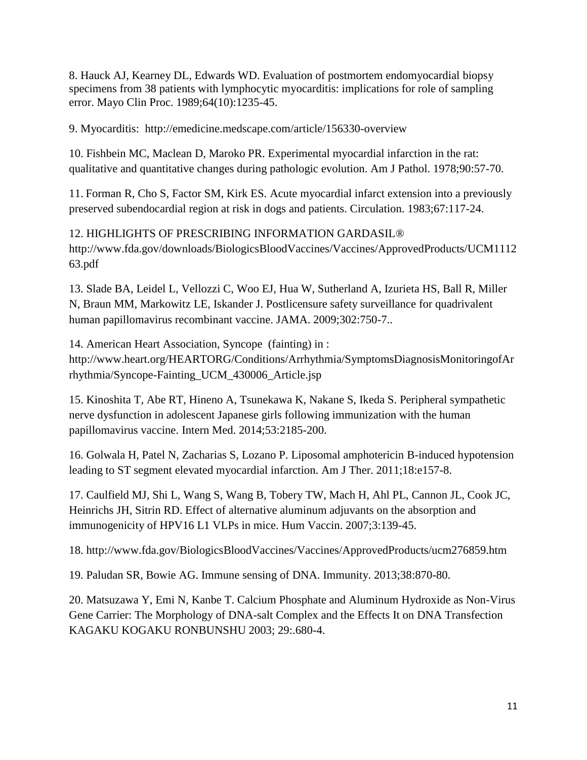8. Hauck AJ, Kearney DL, Edwards WD. Evaluation of postmortem endomyocardial biopsy specimens from 38 patients with lymphocytic myocarditis: implications for role of sampling error. Mayo Clin Proc. 1989;64(10):1235-45.

9. Myocarditis: http://emedicine.medscape.com/article/156330-overview

10. Fishbein MC, Maclean D, Maroko PR. Experimental myocardial infarction in the rat: qualitative and quantitative changes during pathologic evolution. Am J Pathol. 1978;90:57-70.

11. Forman R, Cho S, Factor SM, Kirk ES. Acute myocardial infarct extension into a previously preserved subendocardial region at risk in dogs and patients. Circulation. 1983;67:117-24.

12. HIGHLIGHTS OF PRESCRIBING INFORMATION GARDASIL® http://www.fda.gov/downloads/BiologicsBloodVaccines/Vaccines/ApprovedProducts/UCM111263.pdf

13. Slade BA, Leidel L, Vellozzi C, Woo EJ, Hua W, Sutherland A, Izurieta HS, Ball R, Miller N, Braun MM, Markowitz LE, Iskander J. Postlicensure safety surveillance for quadrivalent human papillomavirus recombinant vaccine. JAMA. 2009;302:750-7..

14. American Heart Association, Syncope (fainting) in : http://www.heart.org/HEARTORG/Conditions/Arrhythmia/SymptomsDiagnosisMonitoringofArrhythmia/Syncope-Fainting_UCM_430006_Article.jsp

15. Kinoshita T, Abe RT, Hineno A, Tsunekawa K, Nakane S, Ikeda S. Peripheral sympathetic nerve dysfunction in adolescent Japanese girls following immunization with the human papillomavirus vaccine. Intern Med. 2014;53:2185-200.

16. Golwala H, Patel N, Zacharias S, Lozano P. Liposomal amphotericin B-induced hypotension leading to ST segment elevated myocardial infarction. Am J Ther. 2011;18:e157-8.

17. Caulfield MJ, Shi L, Wang S, Wang B, Tobery TW, Mach H, Ahl PL, Cannon JL, Cook JC, Heinrichs JH, Sitrin RD. Effect of alternative aluminum adjuvants on the absorption and immunogenicity of HPV16 L1 VLPs in mice. Hum Vaccin. 2007;3:139-45.

18. http://www.fda.gov/BiologicsBloodVaccines/Vaccines/ApprovedProducts/ucm276859.htm

19. Paludan SR, Bowie AG. Immune sensing of DNA. Immunity. 2013;38:870-80.

20. Matsuzawa Y, Emi N, Kanbe T. Calcium Phosphate and Aluminum Hydroxide as Non-Virus Gene Carrier: The Morphology of DNA-salt Complex and the Effects It on DNA Transfection KAGAKU KOGAKU RONBUNSHU 2003; 29:.680-4.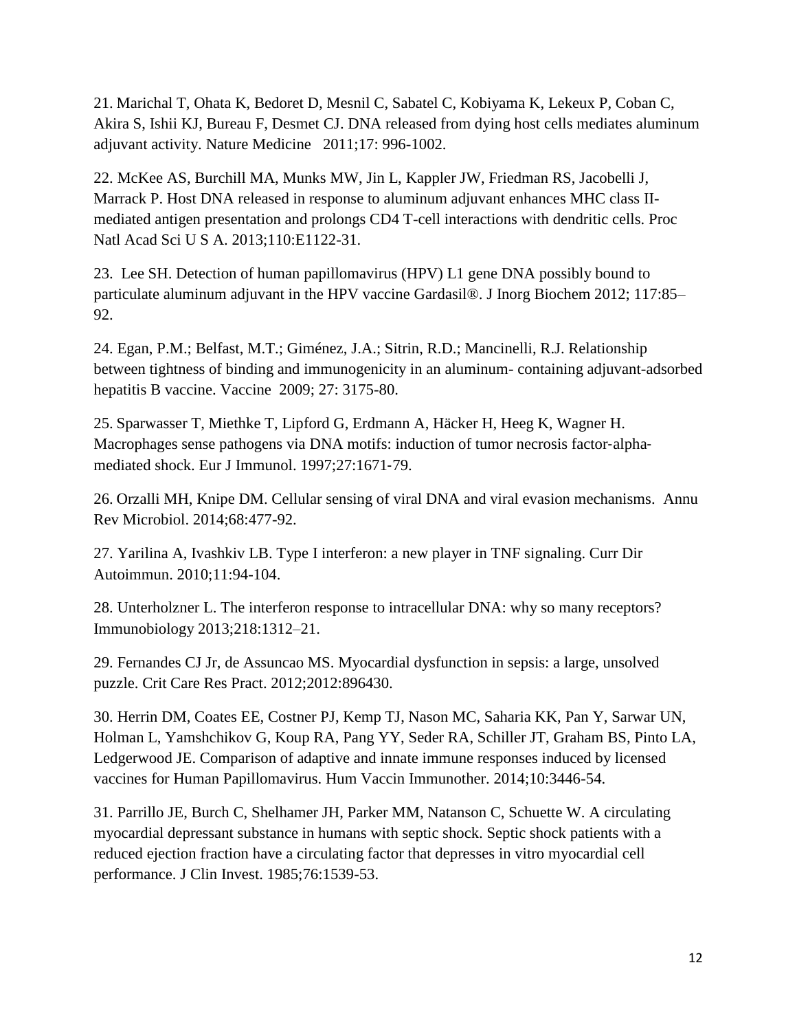21. Marichal T, Ohata K, Bedoret D, Mesnil C, Sabatel C, Kobiyama K, Lekeux P, Coban C, Akira S, Ishii KJ, Bureau F, Desmet CJ. DNA released from dying host cells mediates aluminum adjuvant activity. Nature Medicine 2011;17: 996-1002.

22. McKee AS, Burchill MA, Munks MW, Jin L, Kappler JW, Friedman RS, Jacobelli J, Marrack P. Host DNA released in response to aluminum adjuvant enhances MHC class II-mediated antigen presentation and prolongs CD4 T-cell interactions with dendritic cells. Proc Natl Acad Sci U S A. 2013;110:E1122-31.

23. Lee SH. Detection of human papillomavirus (HPV) L1 gene DNA possibly bound to particulate aluminum adjuvant in the HPV vaccine Gardasil®. J Inorg Biochem 2012; 117:85–92.

24. Egan, P.M.; Belfast, M.T.; Giménez, J.A.; Sitrin, R.D.; Mancinelli, R.J. Relationship between tightness of binding and immunogenicity in an aluminum- containing adjuvant-adsorbed hepatitis B vaccine. Vaccine 2009; 27: 3175-80.

25. Sparwasser T, Miethke T, Lipford G, Erdmann A, Häcker H, Heeg K, Wagner H. Macrophages sense pathogens via DNA motifs: induction of tumor necrosis factor-alpha-mediated shock. Eur J Immunol. 1997;27:1671-79.

26. Orzalli MH, Knipe DM. Cellular sensing of viral DNA and viral evasion mechanisms. Annu Rev Microbiol. 2014;68:477-92.

27. Yarilina A, Ivashkiv LB. Type I interferon: a new player in TNF signaling. Curr Dir Autoimmun. 2010;11:94-104.

28. Unterholzner L. The interferon response to intracellular DNA: why so many receptors? Immunobiology 2013;218:1312–21.

29. Fernandes CJ Jr, de Assuncao MS. Myocardial dysfunction in sepsis: a large, unsolved puzzle. Crit Care Res Pract. 2012;2012:896430.

30. Herrin DM, Coates EE, Costner PJ, Kemp TJ, Nason MC, Saharia KK, Pan Y, Sarwar UN, Holman L, Yamshchikov G, Koup RA, Pang YY, Seder RA, Schiller JT, Graham BS, Pinto LA, Ledgerwood JE. Comparison of adaptive and innate immune responses induced by licensed vaccines for Human Papillomavirus. Hum Vaccin Immunother. 2014;10:3446-54.

31. Parrillo JE, Burch C, Shelhamer JH, Parker MM, Natanson C, Schuette W. A circulating myocardial depressant substance in humans with septic shock. Septic shock patients with a reduced ejection fraction have a circulating factor that depresses in vitro myocardial cell performance. J Clin Invest. 1985;76:1539-53.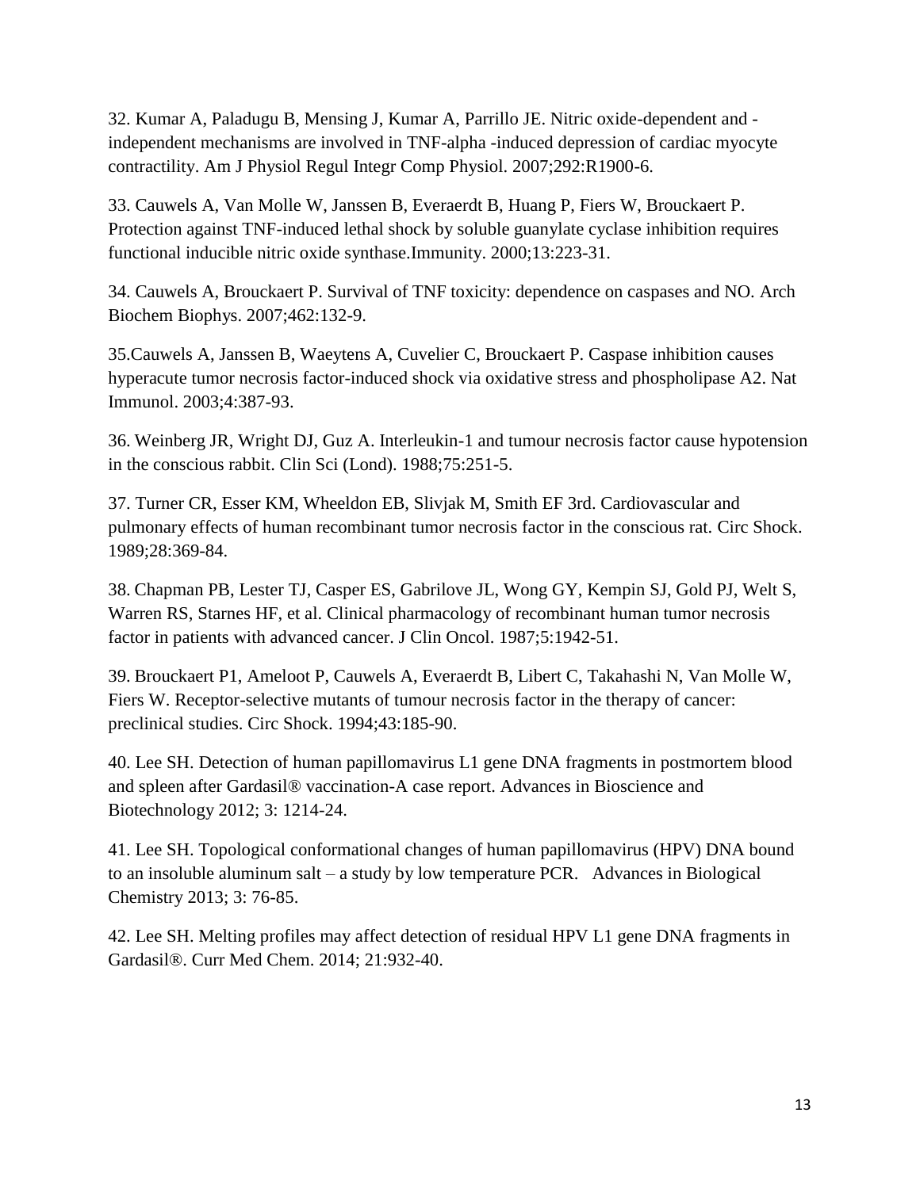32. Kumar A, Paladugu B, Mensing J, Kumar A, Parrillo JE. Nitric oxide-dependent and -independent mechanisms are involved in TNF-alpha -induced depression of cardiac myocyte contractility. Am J Physiol Regul Integr Comp Physiol. 2007;292:R1900-6.

33. Cauwels A, Van Molle W, Janssen B, Everaerdt B, Huang P, Fiers W, Brouckaert P. Protection against TNF-induced lethal shock by soluble guanylate cyclase inhibition requires functional inducible nitric oxide synthase.Immunity. 2000;13:223-31.

34. Cauwels A, Brouckaert P. Survival of TNF toxicity: dependence on caspases and NO. Arch Biochem Biophys. 2007;462:132-9.

35.Cauwels A, Janssen B, Waeytens A, Cuvelier C, Brouckaert P. Caspase inhibition causes hyperacute tumor necrosis factor-induced shock via oxidative stress and phospholipase A2. Nat Immunol. 2003;4:387-93.

36. Weinberg JR, Wright DJ, Guz A. Interleukin-1 and tumour necrosis factor cause hypotension in the conscious rabbit. Clin Sci (Lond). 1988;75:251-5.

37. Turner CR, Esser KM, Wheeldon EB, Slivjak M, Smith EF 3rd. Cardiovascular and pulmonary effects of human recombinant tumor necrosis factor in the conscious rat. Circ Shock. 1989;28:369-84.

38. Chapman PB, Lester TJ, Casper ES, Gabrilove JL, Wong GY, Kempin SJ, Gold PJ, Welt S, Warren RS, Starnes HF, et al. Clinical pharmacology of recombinant human tumor necrosis factor in patients with advanced cancer. J Clin Oncol. 1987;5:1942-51.

39. Brouckaert P1, Ameloot P, Cauwels A, Everaerdt B, Libert C, Takahashi N, Van Molle W, Fiers W. Receptor-selective mutants of tumour necrosis factor in the therapy of cancer: preclinical studies. Circ Shock. 1994;43:185-90.

40. Lee SH. Detection of human papillomavirus L1 gene DNA fragments in postmortem blood and spleen after Gardasil® vaccination-A case report. Advances in Bioscience and Biotechnology 2012; 3: 1214-24.

41. Lee SH. Topological conformational changes of human papillomavirus (HPV) DNA bound to an insoluble aluminum salt – a study by low temperature PCR. Advances in Biological Chemistry 2013; 3: 76-85.

42. Lee SH. Melting profiles may affect detection of residual HPV L1 gene DNA fragments in Gardasil®. Curr Med Chem. 2014; 21:932-40.